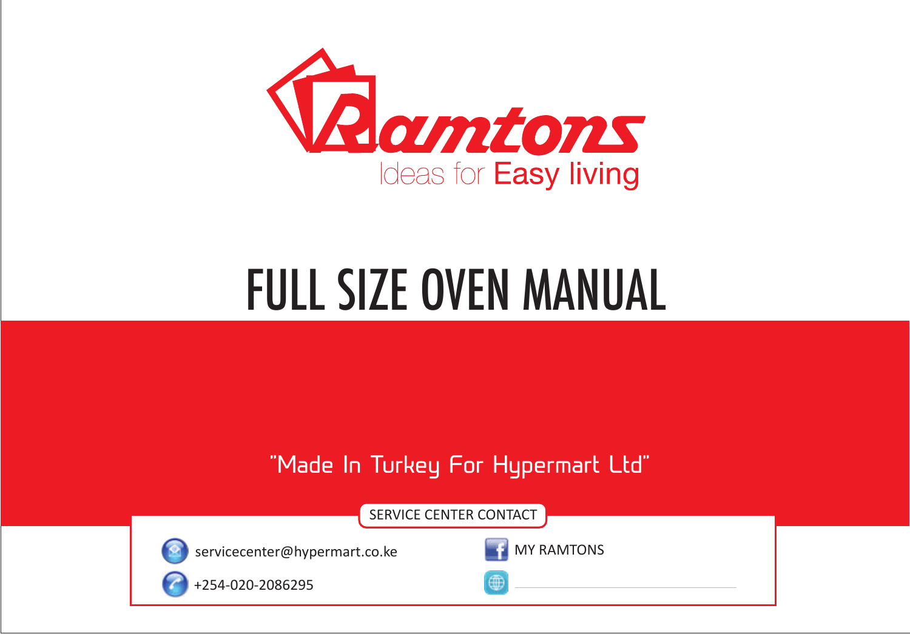Ramtons

Ideas for Easy living

# FULL SIZE OVEN MANUAL

"Made In Turkey For Hypermart Ltd"

SERVICE CENTER CONTACT

servicecenter@hypermart.co.ke

+254-020-2086295

MY RAMTONS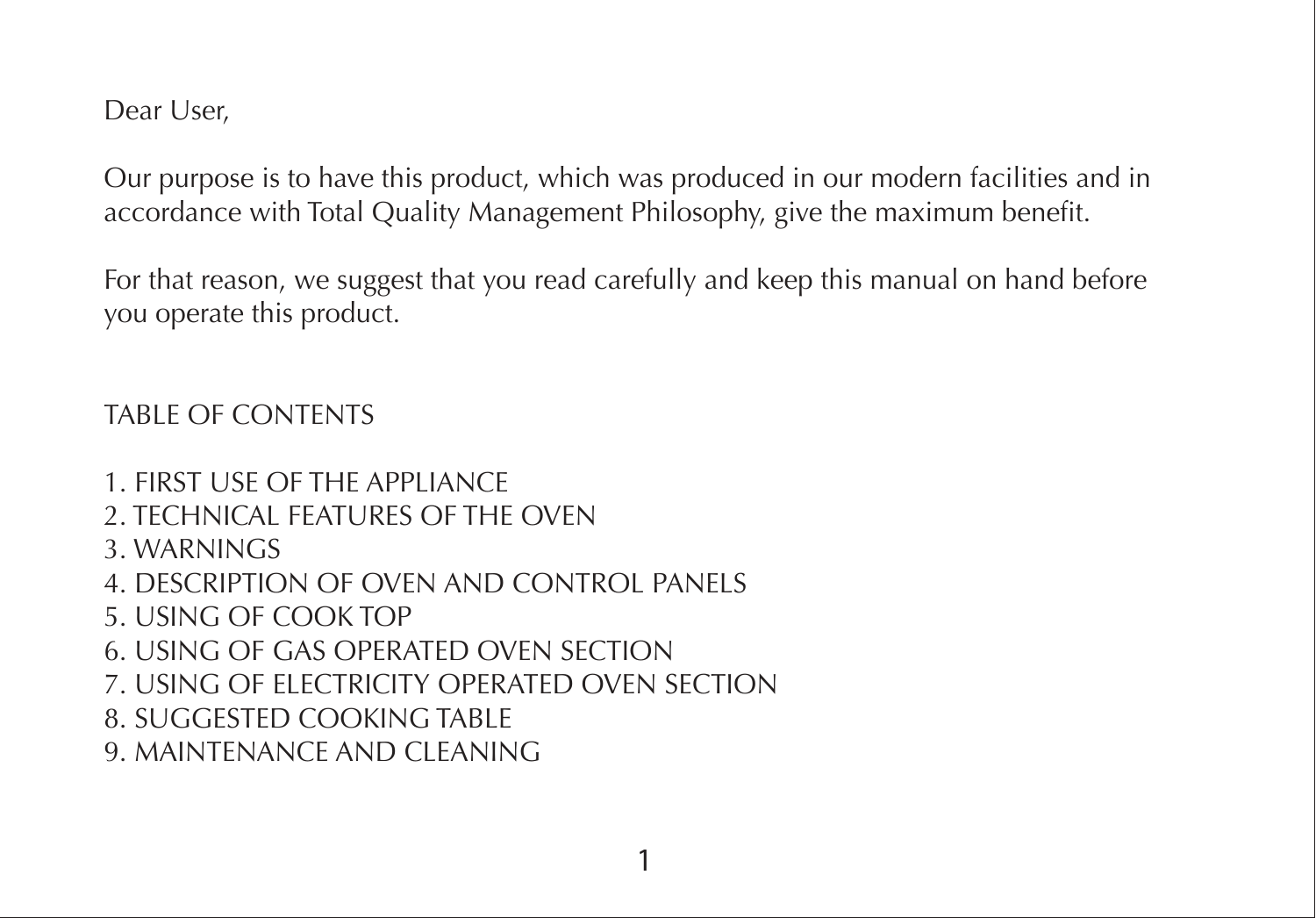Dear User,

Our purpose is to have this product, which was produced in our modern facilities and in accordance with Total Quality Management Philosophy, give the maximum benefit.

For that reason, we suggest that you read carefully and keep this manual on hand before you operate this product.

## TABLE OF CONTENTS

1. FIRST USE OF THE APPLIANCE
2. TECHNICAL FEATURES OF THE OVEN
3. WARNINGS
4. DESCRIPTION OF OVEN AND CONTROL PANELS
5. USING OF COOK TOP
6. USING OF GAS OPERATED OVEN SECTION
7. USING OF ELECTRICITY OPERATED OVEN SECTION
8. SUGGESTED COOKING TABLE
9. MAINTENANCE AND CLEANING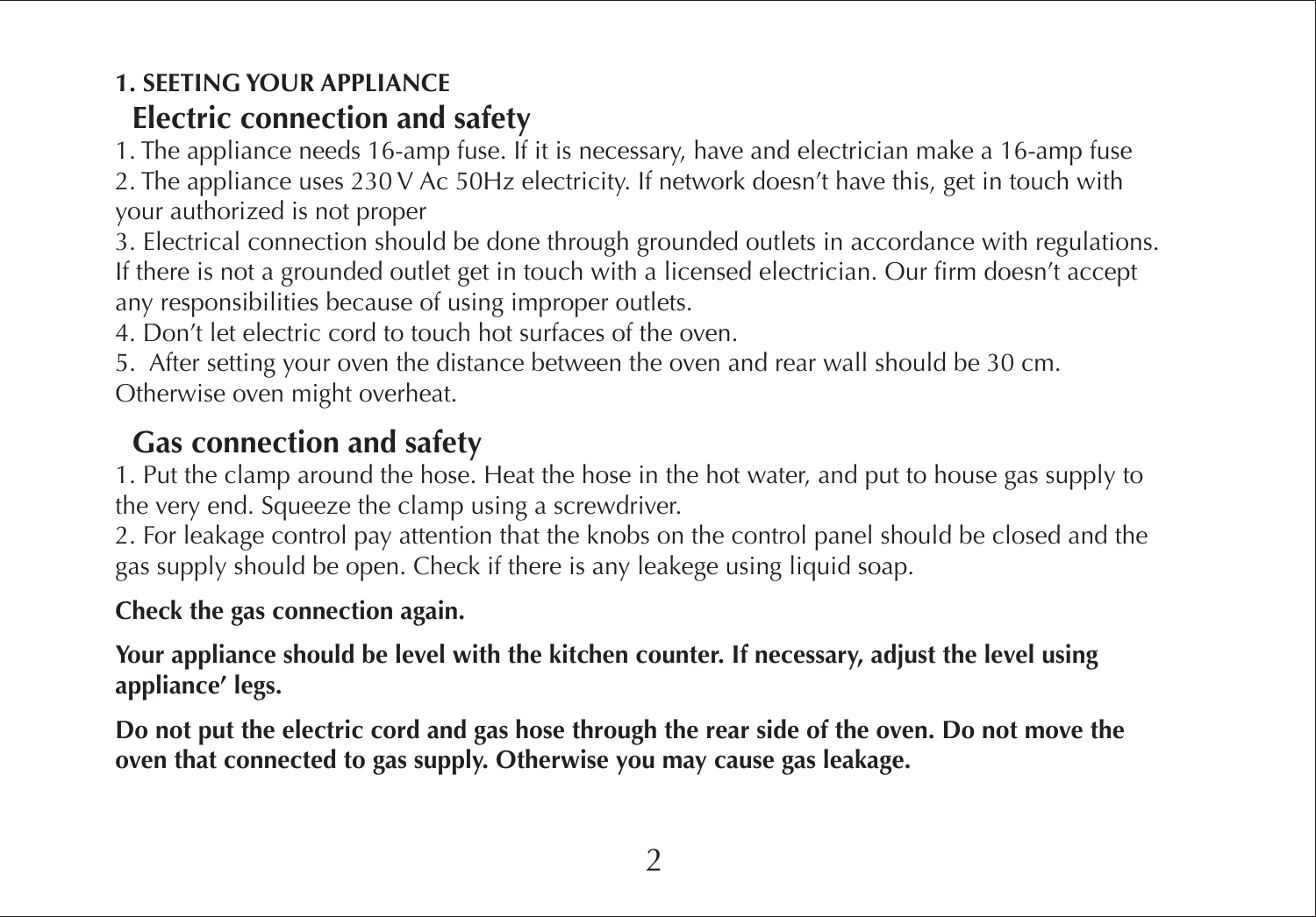## 1. SEETING YOUR APPLIANCE

### Electric connection and safety

1. The appliance needs 16-amp fuse. If it is necessary, have and electrician make a 16-amp fuse
2. The appliance uses 230 V Ac 50Hz electricity. If network doesn’t have this, get in touch with your authorized is not proper
3. Electrical connection should be done through grounded outlets in accordance with regulations. If there is not a grounded outlet get in touch with a licensed electrician. Our firm doesn’t accept any responsibilities because of using improper outlets.
4. Don’t let electric cord to touch hot surfaces of the oven.
5. After setting your oven the distance between the oven and rear wall should be 30 cm. Otherwise oven might overheat.

### Gas connection and safety

1. Put the clamp around the hose. Heat the hose in the hot water, and put to house gas supply to the very end. Squeeze the clamp using a screwdriver.
2. For leakage control pay attention that the knobs on the control panel should be closed and the gas supply should be open. Check if there is any leakege using liquid soap.

**Check the gas connection again.**

**Your appliance should be level with the kitchen counter. If necessary, adjust the level using appliance’ legs.**

**Do not put the electric cord and gas hose through the rear side of the oven. Do not move the oven that connected to gas supply. Otherwise you may cause gas leakage.**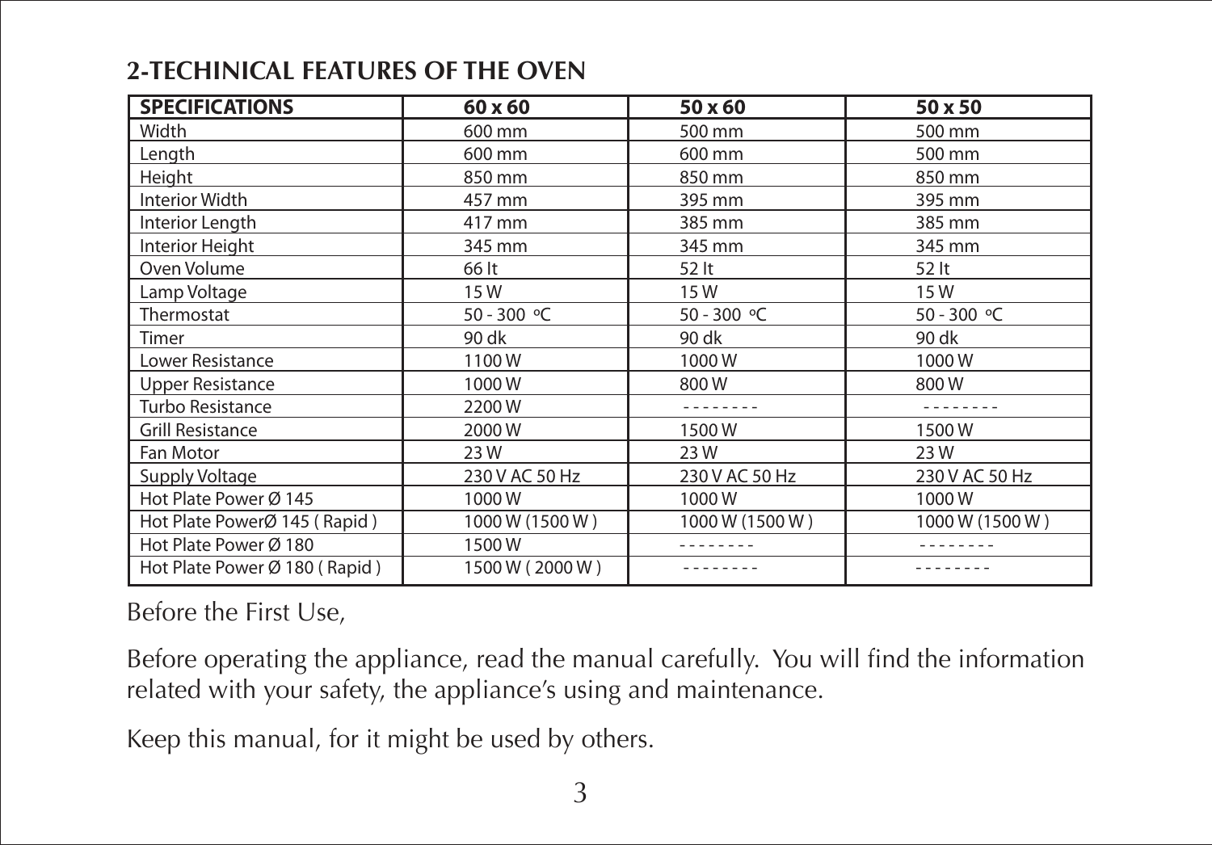## 2-TECHINICAL FEATURES OF THE OVEN

| SPECIFICATIONS | 60 x 60 | 50 x 60 | 50 x 50 |
|---|---|---|---|
| Width | 600 mm | 500 mm | 500 mm |
| Length | 600 mm | 600 mm | 500 mm |
| Height | 850 mm | 850 mm | 850 mm |
| Interior Width | 457 mm | 395 mm | 395 mm |
| Interior Length | 417 mm | 385 mm | 385 mm |
| Interior Height | 345 mm | 345 mm | 345 mm |
| Oven Volume | 66 lt | 52 lt | 52 lt |
| Lamp Voltage | 15 W | 15 W | 15 W |
| Thermostat | 50 - 300 °C | 50 - 300 °C | 50 - 300 °C |
| Timer | 90 dk | 90 dk | 90 dk |
| Lower Resistance | 1100 W | 1000 W | 1000 W |
| Upper Resistance | 1000 W | 800 W | 800 W |
| Turbo Resistance | 2200 W | -------- | -------- |
| Grill Resistance | 2000 W | 1500 W | 1500 W |
| Fan Motor | 23 W | 23 W | 23 W |
| Supply Voltage | 230 V AC 50 Hz | 230 V AC 50 Hz | 230 V AC 50 Hz |
| Hot Plate Power Ø 145 | 1000 W | 1000 W | 1000 W |
| Hot Plate PowerØ 145 ( Rapid ) | 1000 W (1500 W ) | 1000 W (1500 W ) | 1000 W (1500 W ) |
| Hot Plate Power Ø 180 | 1500 W | -------- | -------- |
| Hot Plate Power Ø 180 ( Rapid ) | 1500 W ( 2000 W ) | -------- | -------- |

Before the First Use,

Before operating the appliance, read the manual carefully. You will find the information related with your safety, the appliance's using and maintenance.

Keep this manual, for it might be used by others.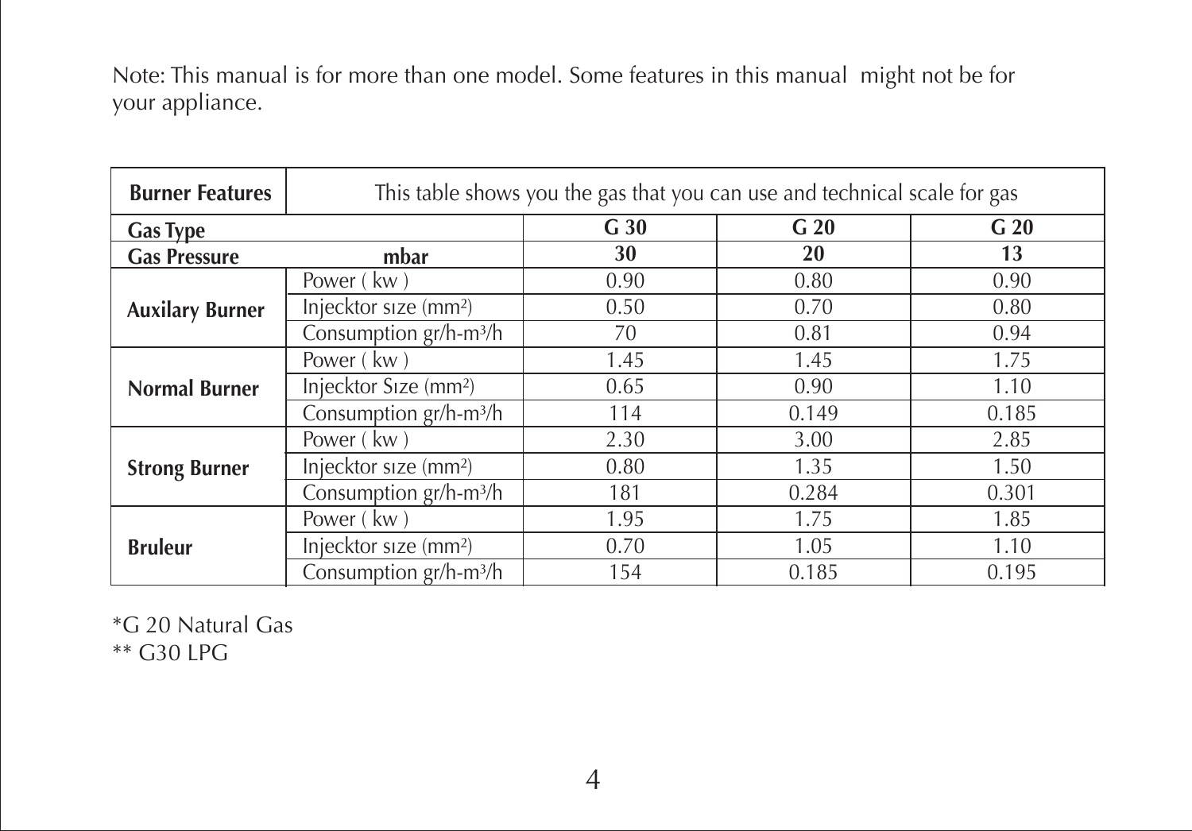Note: This manual is for more than one model. Some features in this manual might not be for your appliance.

| **Burner Features** | This table shows you the gas that you can use and technical scale for gas | | | |
|---|---|---|---|---|
| **Gas Type** | | **G 30** | **G 20** | **G 20** |
| **Gas Pressure** | **mbar** | **30** | **20** | **13** |
| **Auxilary Burner** | Power ( kw ) | 0.90 | 0.80 | 0.90 |
| | Injecktor sıze (mm²) | 0.50 | 0.70 | 0.80 |
| | Consumption gr/h-m³/h | 70 | 0.81 | 0.94 |
| **Normal Burner** | Power ( kw ) | 1.45 | 1.45 | 1.75 |
| | Injecktor Sıze (mm²) | 0.65 | 0.90 | 1.10 |
| | Consumption gr/h-m³/h | 114 | 0.149 | 0.185 |
| **Strong Burner** | Power ( kw ) | 2.30 | 3.00 | 2.85 |
| | Injecktor sıze (mm²) | 0.80 | 1.35 | 1.50 |
| | Consumption gr/h-m³/h | 181 | 0.284 | 0.301 |
| **Bruleur** | Power ( kw ) | 1.95 | 1.75 | 1.85 |
| | Injecktor sıze (mm²) | 0.70 | 1.05 | 1.10 |
| | Consumption gr/h-m³/h | 154 | 0.185 | 0.195 |

*G 20 Natural Gas
** G30 LPG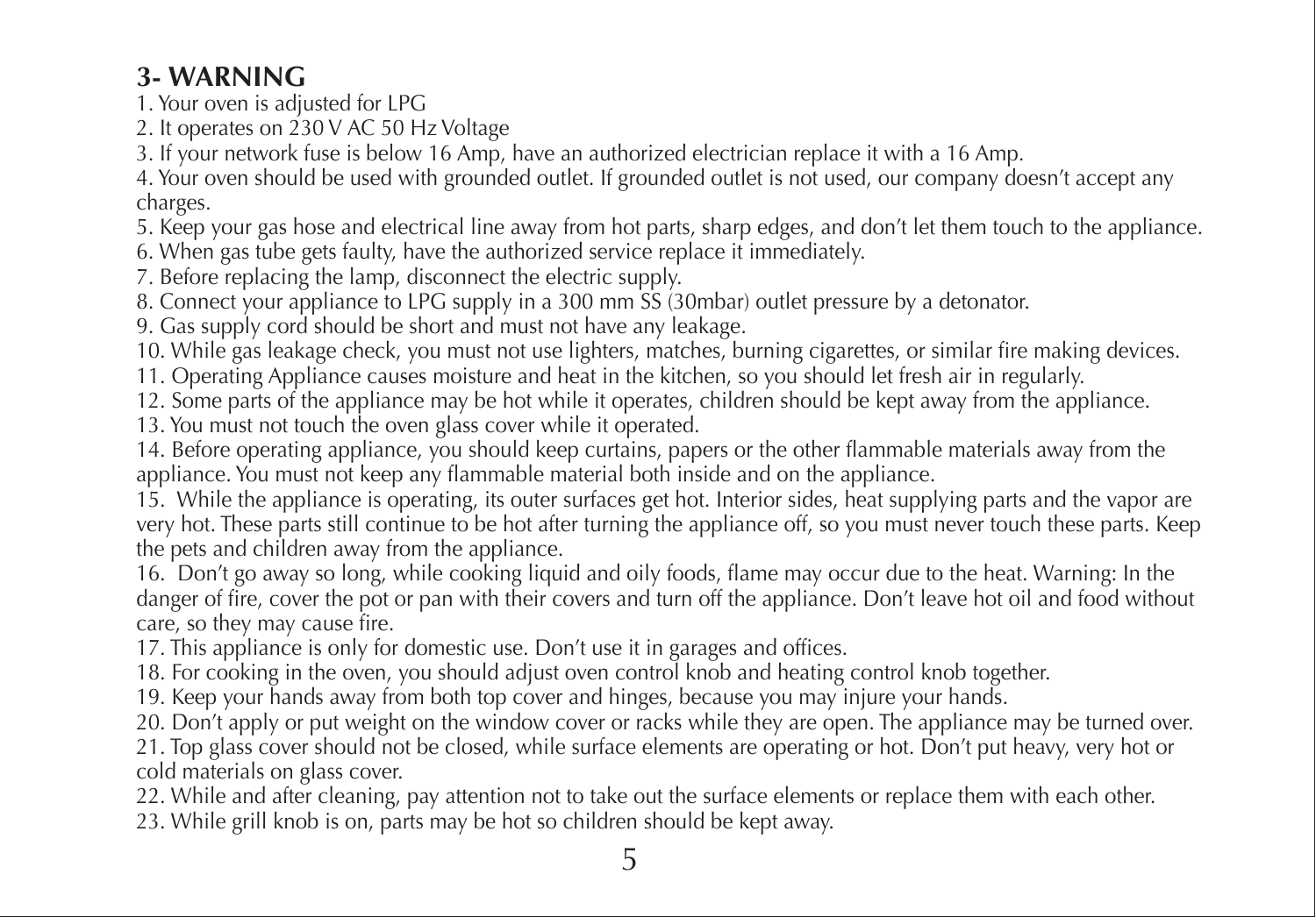## 3- WARNING

1. Your oven is adjusted for LPG
2. It operates on 230 V AC 50 Hz Voltage
3. If your network fuse is below 16 Amp, have an authorized electrician replace it with a 16 Amp.
4. Your oven should be used with grounded outlet. If grounded outlet is not used, our company doesn't accept any charges.
5. Keep your gas hose and electrical line away from hot parts, sharp edges, and don't let them touch to the appliance.
6. When gas tube gets faulty, have the authorized service replace it immediately.
7. Before replacing the lamp, disconnect the electric supply.
8. Connect your appliance to LPG supply in a 300 mm SS (30mbar) outlet pressure by a detonator.
9. Gas supply cord should be short and must not have any leakage.
10. While gas leakage check, you must not use lighters, matches, burning cigarettes, or similar fire making devices.
11. Operating Appliance causes moisture and heat in the kitchen, so you should let fresh air in regularly.
12. Some parts of the appliance may be hot while it operates, children should be kept away from the appliance.
13. You must not touch the oven glass cover while it operated.
14. Before operating appliance, you should keep curtains, papers or the other flammable materials away from the appliance. You must not keep any flammable material both inside and on the appliance.
15. While the appliance is operating, its outer surfaces get hot. Interior sides, heat supplying parts and the vapor are very hot. These parts still continue to be hot after turning the appliance off, so you must never touch these parts. Keep the pets and children away from the appliance.
16. Don't go away so long, while cooking liquid and oily foods, flame may occur due to the heat. Warning: In the danger of fire, cover the pot or pan with their covers and turn off the appliance. Don't leave hot oil and food without care, so they may cause fire.
17. This appliance is only for domestic use. Don't use it in garages and offices.
18. For cooking in the oven, you should adjust oven control knob and heating control knob together.
19. Keep your hands away from both top cover and hinges, because you may injure your hands.
20. Don't apply or put weight on the window cover or racks while they are open. The appliance may be turned over.
21. Top glass cover should not be closed, while surface elements are operating or hot. Don't put heavy, very hot or cold materials on glass cover.
22. While and after cleaning, pay attention not to take out the surface elements or replace them with each other.
23. While grill knob is on, parts may be hot so children should be kept away.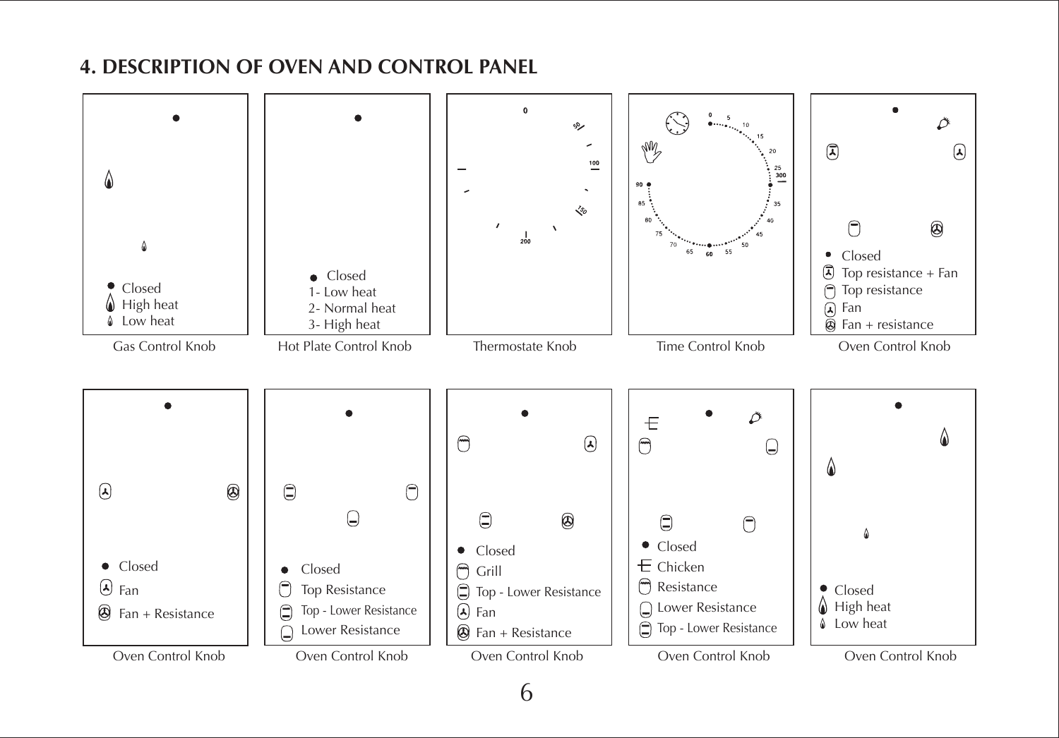# 4. DESCRIPTION OF OVEN AND CONTROL PANEL

**Gas Control Knob**

- Closed
- High heat
- Low heat

**Hot Plate Control Knob**

- Closed
- 1- Low heat
- 2- Normal heat
- 3- High heat

**Thermostate Knob**

0, 50, 100, 150, 200

**Time Control Knob**

0, 5, 10, 15, 20, 25, 30, 35, 40, 45, 50, 55, 60, 65, 70, 75, 80, 85, 90

**Oven Control Knob**

- Closed
- Top resistance + Fan
- Top resistance
- Fan
- Fan + resistance

**Oven Control Knob**

- Closed
- Fan
- Fan + Resistance

**Oven Control Knob**

- Closed
- Top Resistance
- Top - Lower Resistance
- Lower Resistance

**Oven Control Knob**

- Closed
- Grill
- Top - Lower Resistance
- Fan
- Fan + Resistance

**Oven Control Knob**

- Closed
- Chicken
- Resistance
- Lower Resistance
- Top - Lower Resistance

**Oven Control Knob**

- Closed
- High heat
- Low heat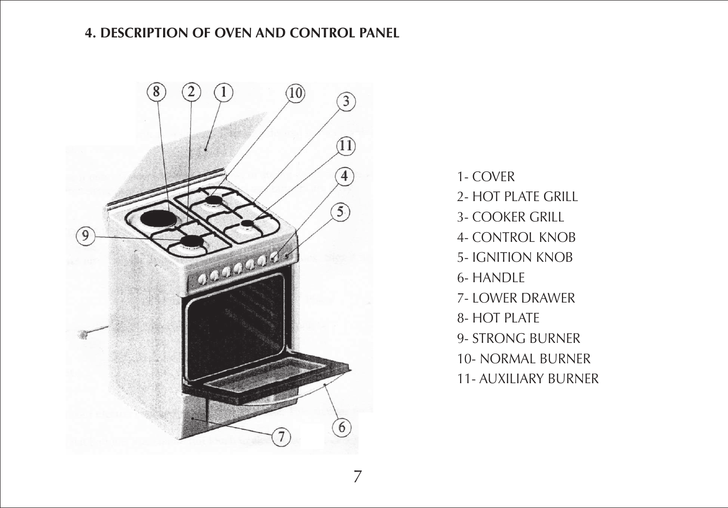## 4. DESCRIPTION OF OVEN AND CONTROL PANEL

1- COVER
2- HOT PLATE GRILL
3- COOKER GRILL
4- CONTROL KNOB
5- IGNITION KNOB
6- HANDLE
7- LOWER DRAWER
8- HOT PLATE
9- STRONG BURNER
10- NORMAL BURNER
11- AUXILIARY BURNER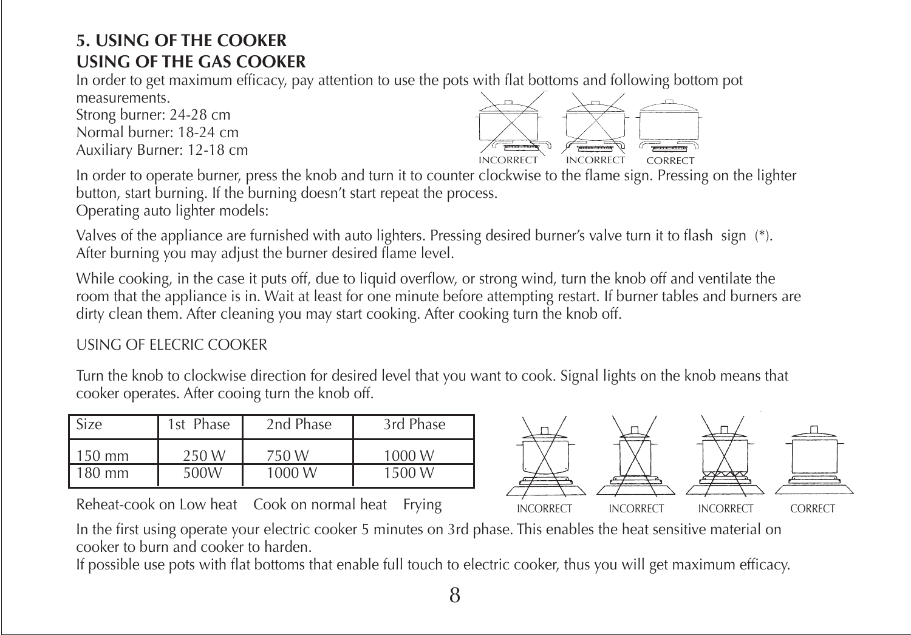## 5. USING OF THE COOKER

## USING OF THE GAS COOKER

In order to get maximum efficacy, pay attention to use the pots with flat bottoms and following bottom pot measurements.

Strong burner: 24-28 cm
Normal burner: 18-24 cm
Auxiliary Burner: 12-18 cm

INCORRECT INCORRECT CORRECT

In order to operate burner, press the knob and turn it to counter clockwise to the flame sign. Pressing on the lighter button, start burning. If the burning doesn't start repeat the process.

Operating auto lighter models:

Valves of the appliance are furnished with auto lighters. Pressing desired burner's valve turn it to flash sign (*). After burning you may adjust the burner desired flame level.

While cooking, in the case it puts off, due to liquid overflow, or strong wind, turn the knob off and ventilate the room that the appliance is in. Wait at least for one minute before attempting restart. If burner tables and burners are dirty clean them. After cleaning you may start cooking. After cooking turn the knob off.

USING OF ELECRIC COOKER

Turn the knob to clockwise direction for desired level that you want to cook. Signal lights on the knob means that cooker operates. After cooing turn the knob off.

| Size | 1st Phase | 2nd Phase | 3rd Phase |
|---|---|---|---|
| 150 mm | 250 W | 750 W | 1000 W |
| 180 mm | 500W | 1000 W | 1500 W |

Reheat-cook on Low heat Cook on normal heat Frying

INCORRECT INCORRECT INCORRECT CORRECT

In the first using operate your electric cooker 5 minutes on 3rd phase. This enables the heat sensitive material on cooker to burn and cooker to harden.

If possible use pots with flat bottoms that enable full touch to electric cooker, thus you will get maximum efficacy.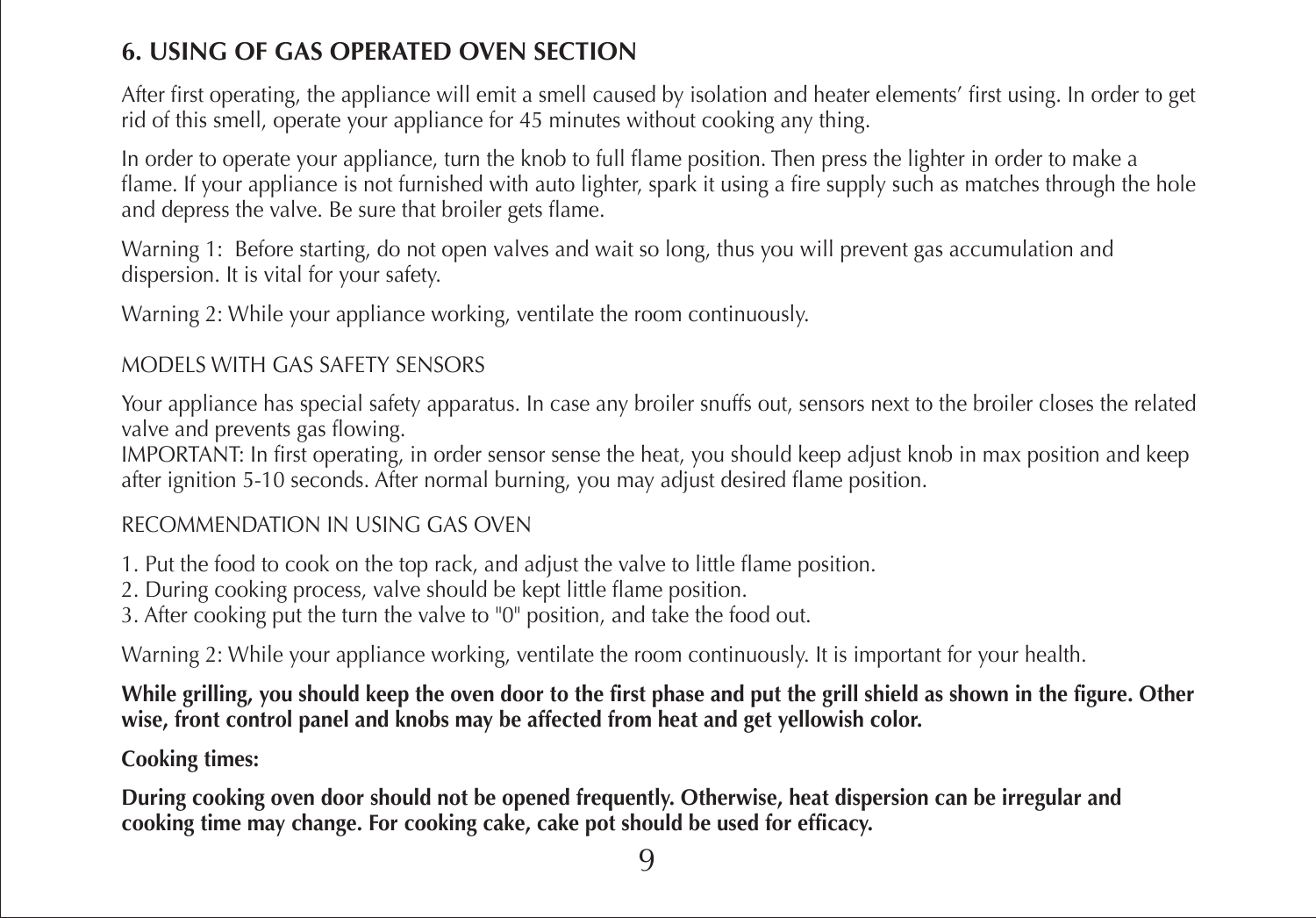## 6. USING OF GAS OPERATED OVEN SECTION

After first operating, the appliance will emit a smell caused by isolation and heater elements' first using. In order to get rid of this smell, operate your appliance for 45 minutes without cooking any thing.

In order to operate your appliance, turn the knob to full flame position. Then press the lighter in order to make a flame. If your appliance is not furnished with auto lighter, spark it using a fire supply such as matches through the hole and depress the valve. Be sure that broiler gets flame.

Warning 1: Before starting, do not open valves and wait so long, thus you will prevent gas accumulation and dispersion. It is vital for your safety.

Warning 2: While your appliance working, ventilate the room continuously.

### MODELS WITH GAS SAFETY SENSORS

Your appliance has special safety apparatus. In case any broiler snuffs out, sensors next to the broiler closes the related valve and prevents gas flowing.
IMPORTANT: In first operating, in order sensor sense the heat, you should keep adjust knob in max position and keep after ignition 5-10 seconds. After normal burning, you may adjust desired flame position.

### RECOMMENDATION IN USING GAS OVEN

1. Put the food to cook on the top rack, and adjust the valve to little flame position.
2. During cooking process, valve should be kept little flame position.
3. After cooking put the turn the valve to "0" position, and take the food out.

Warning 2: While your appliance working, ventilate the room continuously. It is important for your health.

**While grilling, you should keep the oven door to the first phase and put the grill shield as shown in the figure. Other wise, front control panel and knobs may be affected from heat and get yellowish color.**

**Cooking times:**

**During cooking oven door should not be opened frequently. Otherwise, heat dispersion can be irregular and cooking time may change. For cooking cake, cake pot should be used for efficacy.**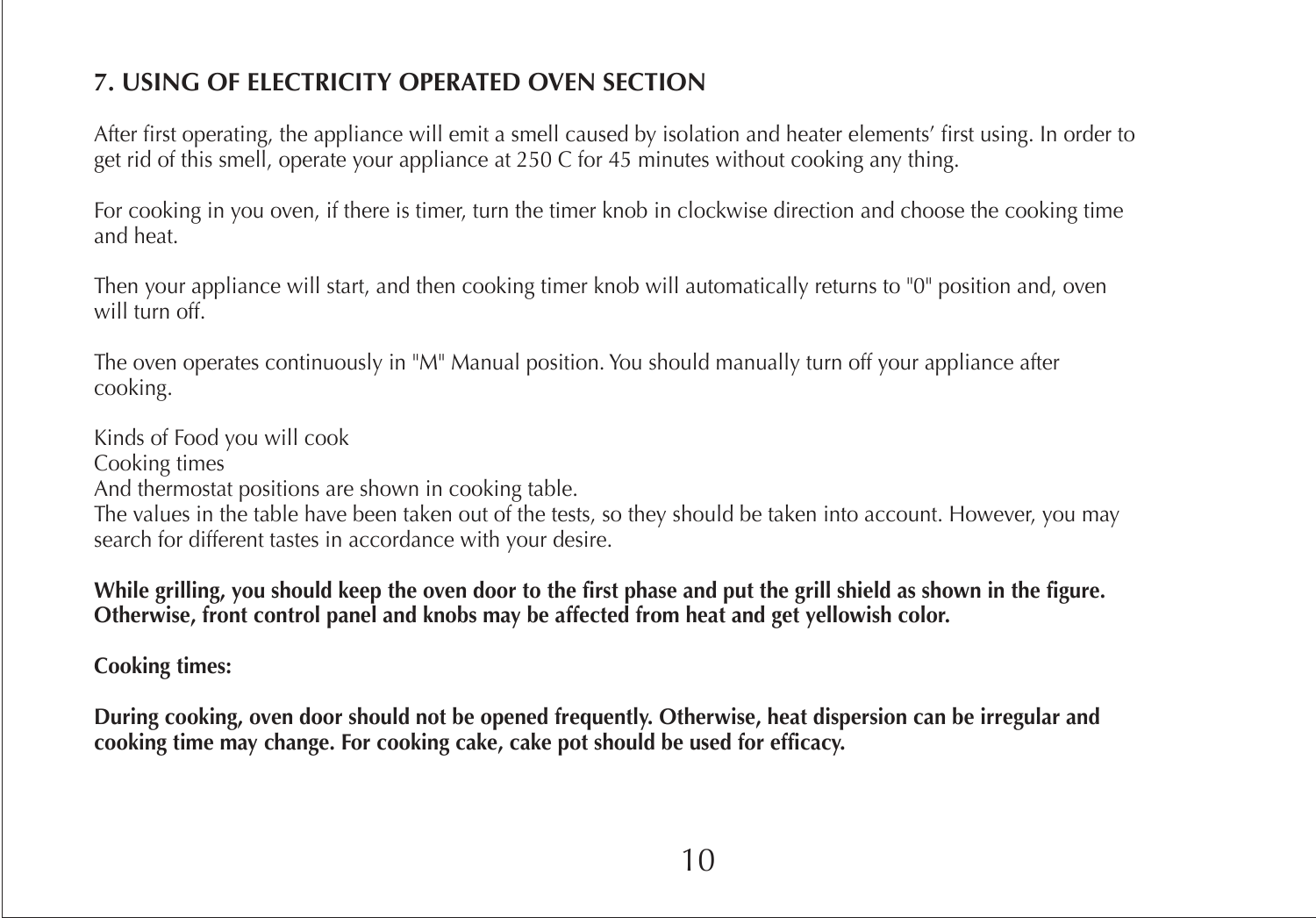## 7. USING OF ELECTRICITY OPERATED OVEN SECTION

After first operating, the appliance will emit a smell caused by isolation and heater elements' first using. In order to get rid of this smell, operate your appliance at 250 C for 45 minutes without cooking any thing.

For cooking in you oven, if there is timer, turn the timer knob in clockwise direction and choose the cooking time and heat.

Then your appliance will start, and then cooking timer knob will automatically returns to "0" position and, oven will turn off.

The oven operates continuously in "M" Manual position. You should manually turn off your appliance after cooking.

Kinds of Food you will cook
Cooking times
And thermostat positions are shown in cooking table.
The values in the table have been taken out of the tests, so they should be taken into account. However, you may search for different tastes in accordance with your desire.

**While grilling, you should keep the oven door to the first phase and put the grill shield as shown in the figure. Otherwise, front control panel and knobs may be affected from heat and get yellowish color.**

**Cooking times:**

**During cooking, oven door should not be opened frequently. Otherwise, heat dispersion can be irregular and cooking time may change. For cooking cake, cake pot should be used for efficacy.**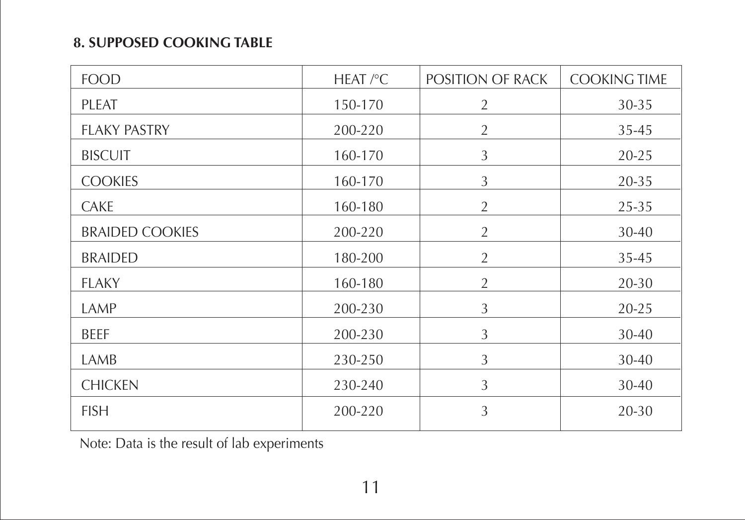## 8. SUPPOSED COOKING TABLE

| FOOD | HEAT /°C | POSITION OF RACK | COOKING TIME |
|---|---|---|---|
| PLEAT | 150-170 | 2 | 30-35 |
| FLAKY PASTRY | 200-220 | 2 | 35-45 |
| BISCUIT | 160-170 | 3 | 20-25 |
| COOKIES | 160-170 | 3 | 20-35 |
| CAKE | 160-180 | 2 | 25-35 |
| BRAIDED COOKIES | 200-220 | 2 | 30-40 |
| BRAIDED | 180-200 | 2 | 35-45 |
| FLAKY | 160-180 | 2 | 20-30 |
| LAMP | 200-230 | 3 | 20-25 |
| BEEF | 200-230 | 3 | 30-40 |
| LAMB | 230-250 | 3 | 30-40 |
| CHICKEN | 230-240 | 3 | 30-40 |
| FISH | 200-220 | 3 | 20-30 |

Note: Data is the result of lab experiments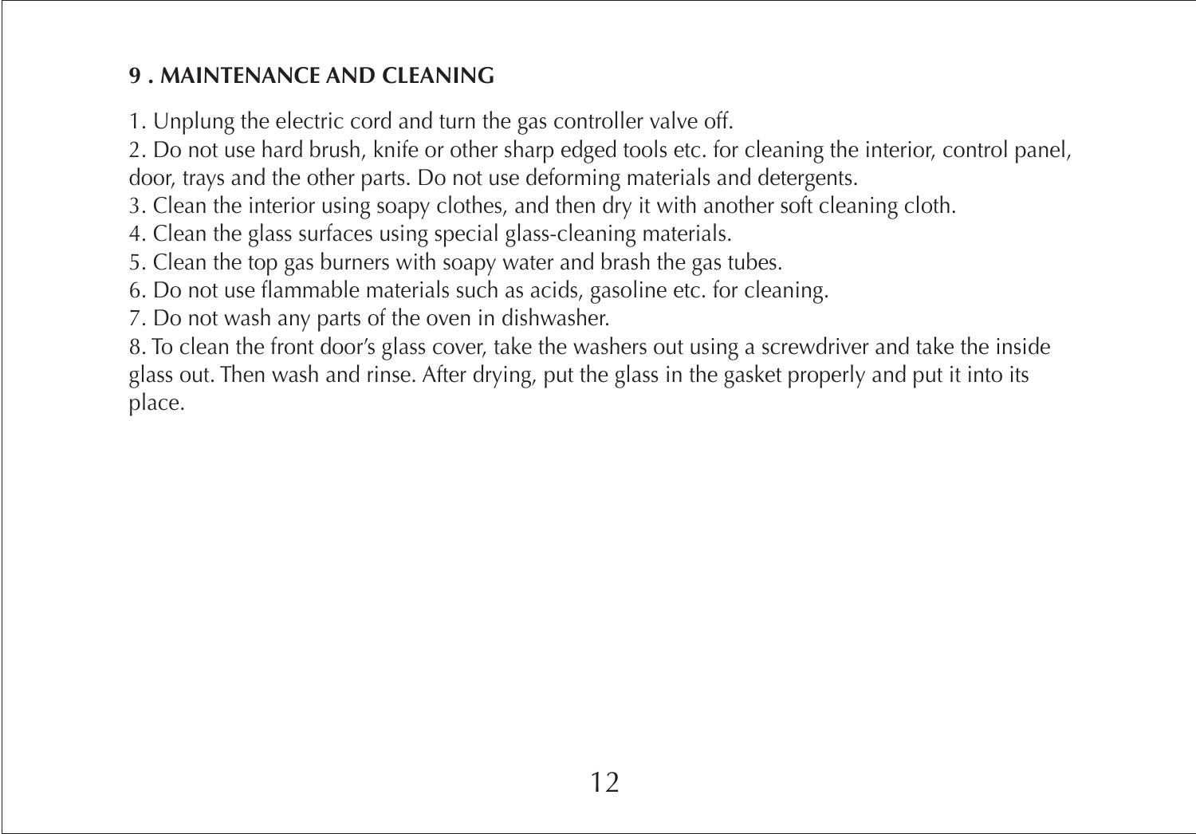## 9 . MAINTENANCE AND CLEANING

1. Unplung the electric cord and turn the gas controller valve off.
2. Do not use hard brush, knife or other sharp edged tools etc. for cleaning the interior, control panel, door, trays and the other parts. Do not use deforming materials and detergents.
3. Clean the interior using soapy clothes, and then dry it with another soft cleaning cloth.
4. Clean the glass surfaces using special glass-cleaning materials.
5. Clean the top gas burners with soapy water and brash the gas tubes.
6. Do not use flammable materials such as acids, gasoline etc. for cleaning.
7. Do not wash any parts of the oven in dishwasher.
8. To clean the front door's glass cover, take the washers out using a screwdriver and take the inside glass out. Then wash and rinse. After drying, put the glass in the gasket properly and put it into its place.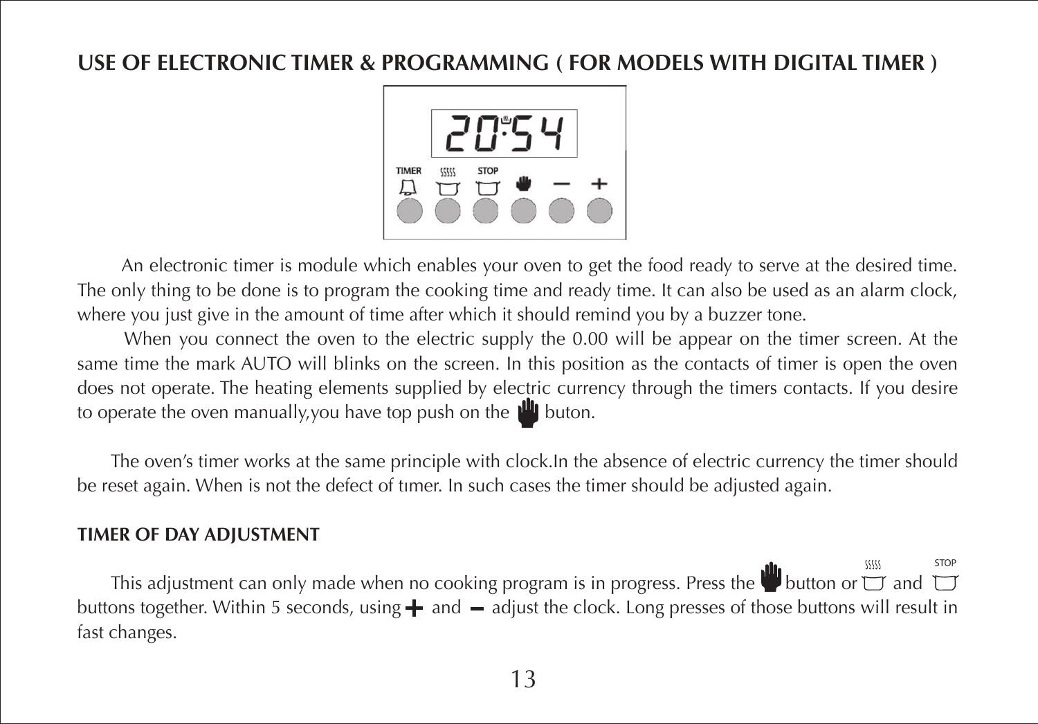## USE OF ELECTRONIC TIMER & PROGRAMMING ( FOR MODELS WITH DIGITAL TIMER )

An electronic timer is module which enables your oven to get the food ready to serve at the desired time. The only thing to be done is to program the cooking time and ready time. It can also be used as an alarm clock, where you just give in the amount of time after which it should remind you by a buzzer tone.

When you connect the oven to the electric supply the 0.00 will be appear on the timer screen. At the same time the mark AUTO will blinks on the screen. In this position as the contacts of timer is open the oven does not operate. The heating elements supplied by electric currency through the timers contacts. If you desire to operate the oven manually,you have top push on the ✋ buton.

The oven's timer works at the same principle with clock.In the absence of electric currency the timer should be reset again. When is not the defect of tımer. In such cases the timer should be adjusted again.

### TIMER OF DAY ADJUSTMENT

This adjustment can only made when no cooking program is in progress. Press the ✋ button or (cooking time) and (STOP) buttons together. Within 5 seconds, using + and − adjust the clock. Long presses of those buttons will result in fast changes.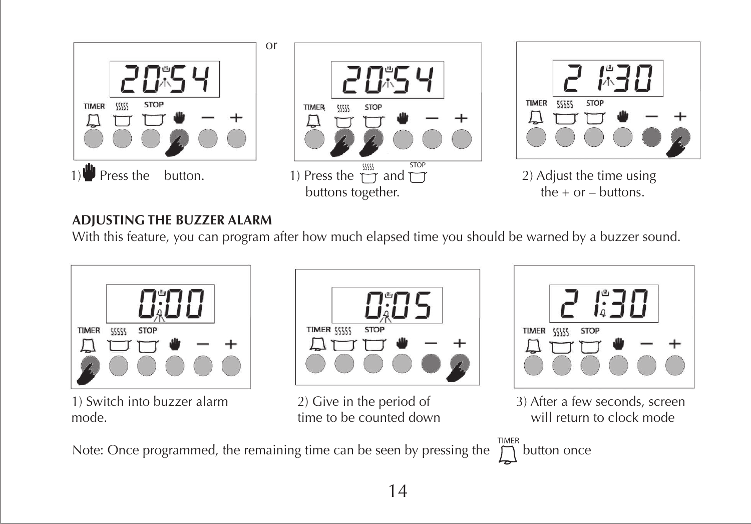or

1) Press the button.

1) Press the and STOP buttons together.

2) Adjust the time using the + or – buttons.

**ADJUSTING THE BUZZER ALARM**

With this feature, you can program after how much elapsed time you should be warned by a buzzer sound.

1) Switch into buzzer alarm mode.

2) Give in the period of time to be counted down

3) After a few seconds, screen will return to clock mode

Note: Once programmed, the remaining time can be seen by pressing the TIMER button once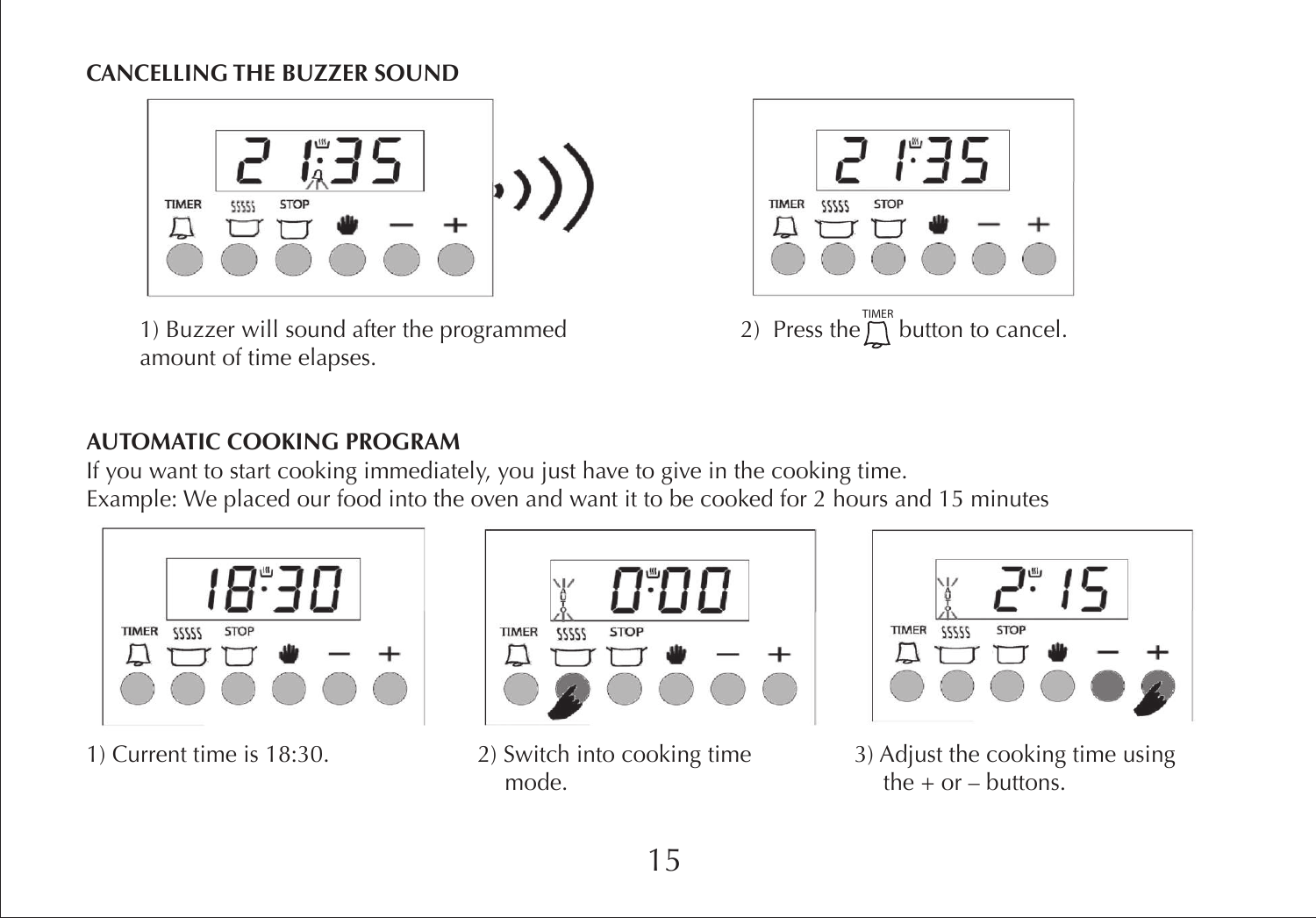## CANCELLING THE BUZZER SOUND

1) Buzzer will sound after the programmed amount of time elapses.

2) Press the TIMER button to cancel.

## AUTOMATIC COOKING PROGRAM

If you want to start cooking immediately, you just have to give in the cooking time.
Example: We placed our food into the oven and want it to be cooked for 2 hours and 15 minutes

1) Current time is 18:30.

2) Switch into cooking time mode.

3) Adjust the cooking time using the + or – buttons.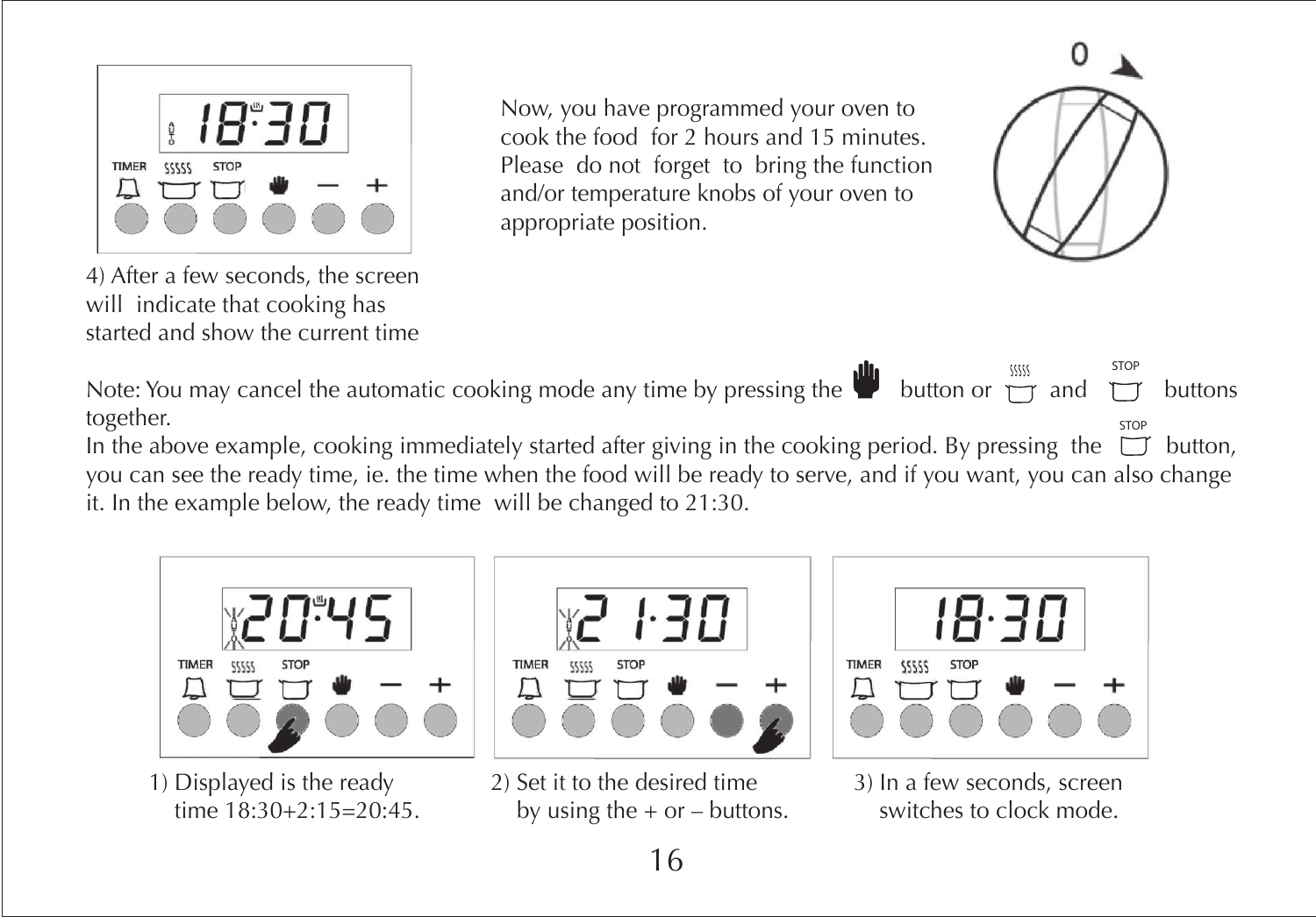4) After a few seconds, the screen will indicate that cooking has started and show the current time

Now, you have programmed your oven to cook the food for 2 hours and 15 minutes. Please do not forget to bring the function and/or temperature knobs of your oven to appropriate position.

Note: You may cancel the automatic cooking mode any time by pressing the button or and STOP buttons together.

In the above example, cooking immediately started after giving in the cooking period. By pressing the STOP button, you can see the ready time, ie. the time when the food will be ready to serve, and if you want, you can also change it. In the example below, the ready time will be changed to 21:30.

1) Displayed is the ready time 18:30+2:15=20:45.

2) Set it to the desired time by using the + or – buttons.

3) In a few seconds, screen switches to clock mode.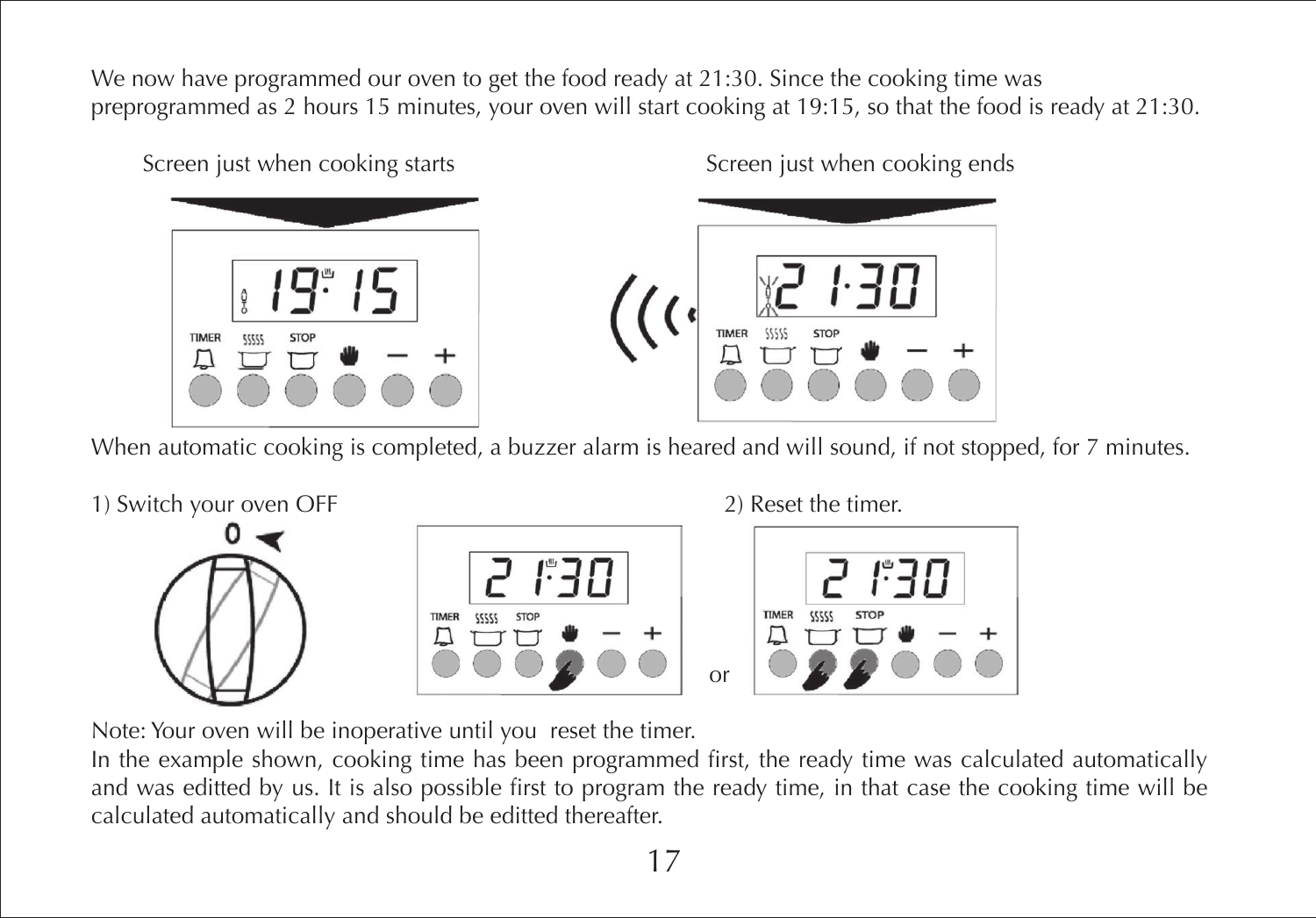We now have programmed our oven to get the food ready at 21:30. Since the cooking time was preprogrammed as 2 hours 15 minutes, your oven will start cooking at 19:15, so that the food is ready at 21:30.

Screen just when cooking starts

Screen just when cooking ends

When automatic cooking is completed, a buzzer alarm is heared and will sound, if not stopped, for 7 minutes.

1) Switch your oven OFF

2) Reset the timer.

Note: Your oven will be inoperative until you reset the timer.

In the example shown, cooking time has been programmed first, the ready time was calculated automatically and was editted by us. It is also possible first to program the ready time, in that case the cooking time will be calculated automatically and should be editted thereafter.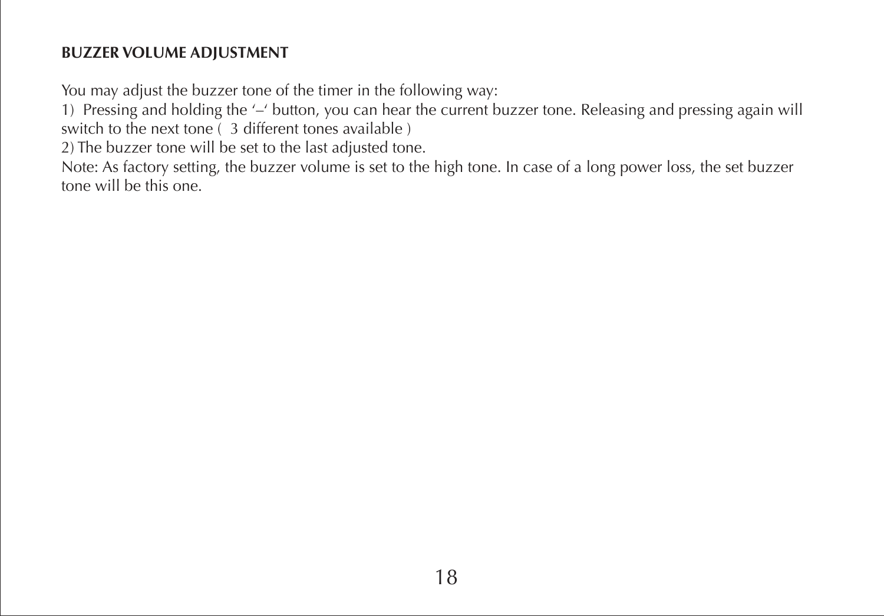**BUZZER VOLUME ADJUSTMENT**

You may adjust the buzzer tone of the timer in the following way:

1) Pressing and holding the '–' button, you can hear the current buzzer tone. Releasing and pressing again will switch to the next tone ( 3 different tones available )

2) The buzzer tone will be set to the last adjusted tone.

Note: As factory setting, the buzzer volume is set to the high tone. In case of a long power loss, the set buzzer tone will be this one.